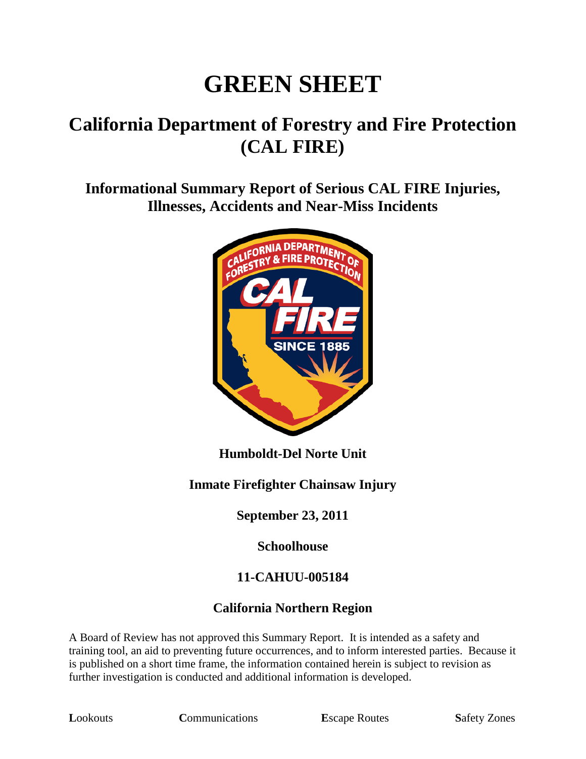# GREEN SHEET

## California Department of Forestry and Fire Protection (CAL FIRE)

### Informational Summary Report of Serious CAL FIRE Injuries, Illnesses, Accidents and Near-Miss Incidents

**Humboldt-Del Norte Unit**

**Inmate Firefighter Chainsaw Injury**

**September 23, 2011**

**Schoolhouse**

**11-CAHUU-005184**

**California Northern Region**

A Board of Review has not approved this Summary Report. It is intended as a safety and training tool, an aid to preventing future occurrences, and to inform interested parties. Because it is published on a short time frame, the information contained herein is subject to revision as further investigation is conducted and additional information is developed.

**L**ookouts **C**ommunications **E**scape Routes **S**afety Zones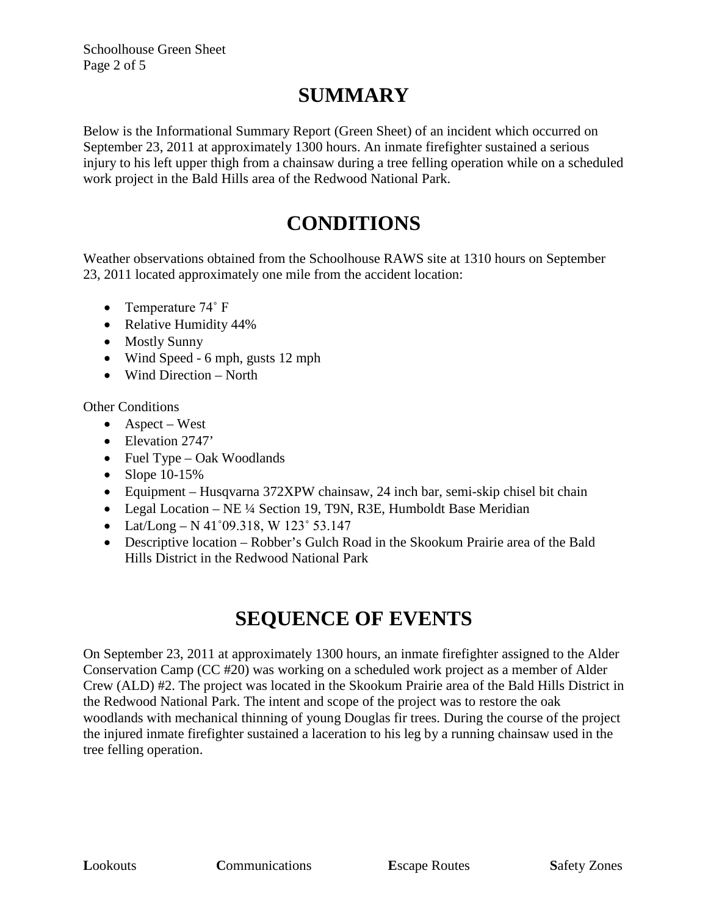# SUMMARY

Below is the Informational Summary Report (Green Sheet) of an incident which occurred on September 23, 2011 at approximately 1300 hours. An inmate firefighter sustained a serious injury to his left upper thigh from a chainsaw during a tree felling operation while on a scheduled work project in the Bald Hills area of the Redwood National Park.

# CONDITIONS

Weather observations obtained from the Schoolhouse RAWS site at 1310 hours on September 23, 2011 located approximately one mile from the accident location:

- Temperature 74˚ F
- Relative Humidity 44%
- Mostly Sunny
- Wind Speed - 6 mph, gusts 12 mph
- Wind Direction – North

Other Conditions

- Aspect – West
- Elevation 2747'
- Fuel Type – Oak Woodlands
- Slope 10-15%
- Equipment – Husqvarna 372XPW chainsaw, 24 inch bar, semi-skip chisel bit chain
- Legal Location – NE ¼ Section 19, T9N, R3E, Humboldt Base Meridian
- Lat/Long – N 41˚09.318, W 123˚ 53.147
- Descriptive location – Robber's Gulch Road in the Skookum Prairie area of the Bald Hills District in the Redwood National Park

# SEQUENCE OF EVENTS

On September 23, 2011 at approximately 1300 hours, an inmate firefighter assigned to the Alder Conservation Camp (CC #20) was working on a scheduled work project as a member of Alder Crew (ALD) #2. The project was located in the Skookum Prairie area of the Bald Hills District in the Redwood National Park. The intent and scope of the project was to restore the oak woodlands with mechanical thinning of young Douglas fir trees. During the course of the project the injured inmate firefighter sustained a laceration to his leg by a running chainsaw used in the tree felling operation.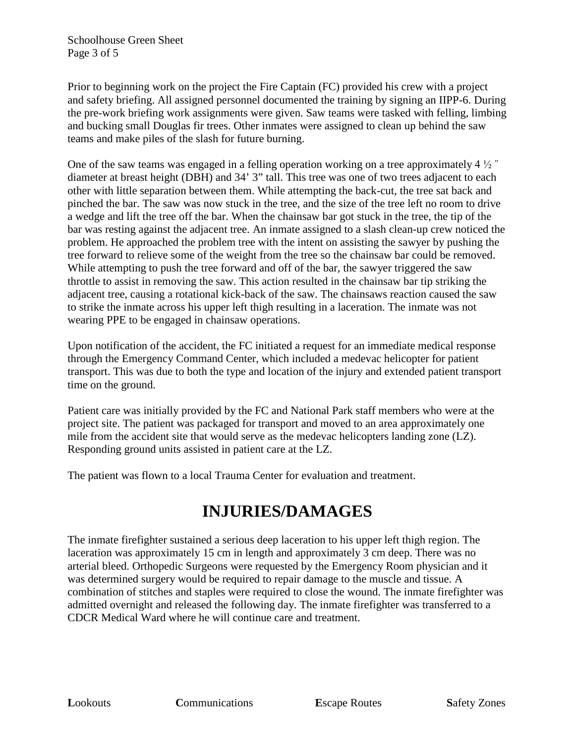Prior to beginning work on the project the Fire Captain (FC) provided his crew with a project and safety briefing. All assigned personnel documented the training by signing an IIPP-6. During the pre-work briefing work assignments were given. Saw teams were tasked with felling, limbing and bucking small Douglas fir trees. Other inmates were assigned to clean up behind the saw teams and make piles of the slash for future burning.

One of the saw teams was engaged in a felling operation working on a tree approximately 4 ½ ″ diameter at breast height (DBH) and 34’ 3” tall. This tree was one of two trees adjacent to each other with little separation between them. While attempting the back-cut, the tree sat back and pinched the bar. The saw was now stuck in the tree, and the size of the tree left no room to drive a wedge and lift the tree off the bar. When the chainsaw bar got stuck in the tree, the tip of the bar was resting against the adjacent tree. An inmate assigned to a slash clean-up crew noticed the problem. He approached the problem tree with the intent on assisting the sawyer by pushing the tree forward to relieve some of the weight from the tree so the chainsaw bar could be removed. While attempting to push the tree forward and off of the bar, the sawyer triggered the saw throttle to assist in removing the saw. This action resulted in the chainsaw bar tip striking the adjacent tree, causing a rotational kick-back of the saw. The chainsaws reaction caused the saw to strike the inmate across his upper left thigh resulting in a laceration. The inmate was not wearing PPE to be engaged in chainsaw operations.

Upon notification of the accident, the FC initiated a request for an immediate medical response through the Emergency Command Center, which included a medevac helicopter for patient transport. This was due to both the type and location of the injury and extended patient transport time on the ground.

Patient care was initially provided by the FC and National Park staff members who were at the project site. The patient was packaged for transport and moved to an area approximately one mile from the accident site that would serve as the medevac helicopters landing zone (LZ). Responding ground units assisted in patient care at the LZ.

The patient was flown to a local Trauma Center for evaluation and treatment.

# INJURIES/DAMAGES

The inmate firefighter sustained a serious deep laceration to his upper left thigh region. The laceration was approximately 15 cm in length and approximately 3 cm deep. There was no arterial bleed. Orthopedic Surgeons were requested by the Emergency Room physician and it was determined surgery would be required to repair damage to the muscle and tissue. A combination of stitches and staples were required to close the wound. The inmate firefighter was admitted overnight and released the following day. The inmate firefighter was transferred to a CDCR Medical Ward where he will continue care and treatment.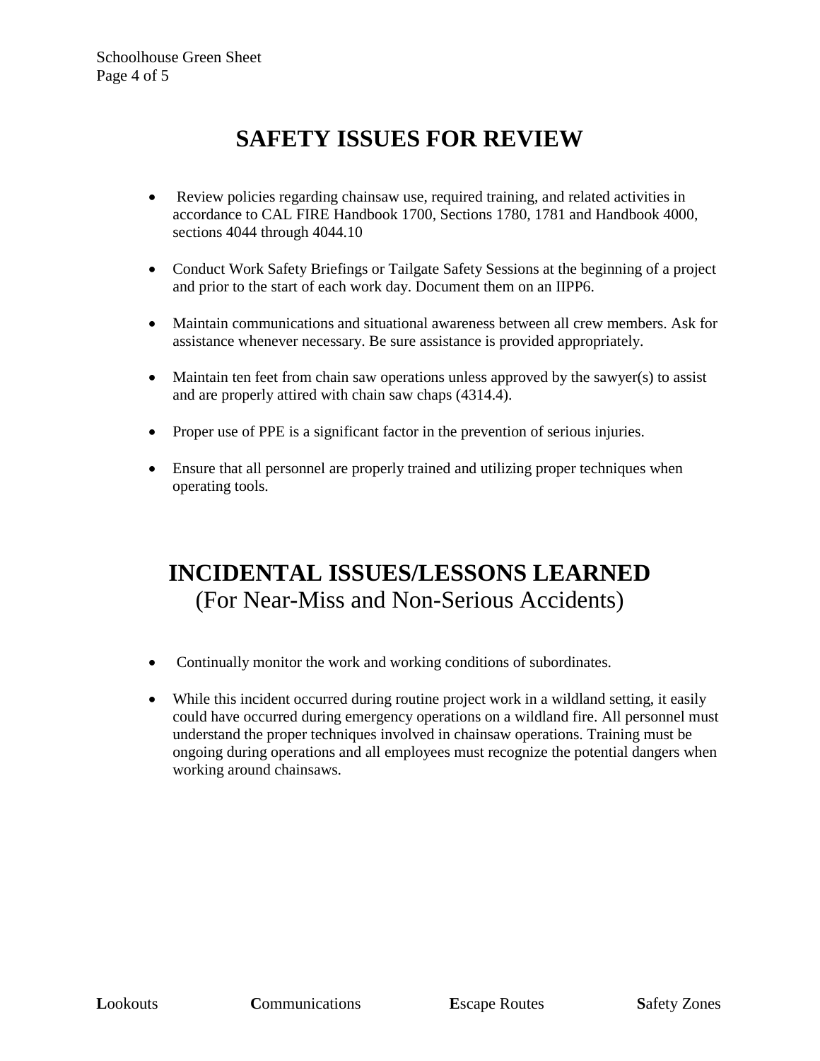# SAFETY ISSUES FOR REVIEW

- Review policies regarding chainsaw use, required training, and related activities in accordance to CAL FIRE Handbook 1700, Sections 1780, 1781 and Handbook 4000, sections 4044 through 4044.10
- Conduct Work Safety Briefings or Tailgate Safety Sessions at the beginning of a project and prior to the start of each work day. Document them on an IIPP6.
- Maintain communications and situational awareness between all crew members. Ask for assistance whenever necessary. Be sure assistance is provided appropriately.
- Maintain ten feet from chain saw operations unless approved by the sawyer(s) to assist and are properly attired with chain saw chaps (4314.4).
- Proper use of PPE is a significant factor in the prevention of serious injuries.
- Ensure that all personnel are properly trained and utilizing proper techniques when operating tools.

# INCIDENTAL ISSUES/LESSONS LEARNED

(For Near-Miss and Non-Serious Accidents)

- Continually monitor the work and working conditions of subordinates.
- While this incident occurred during routine project work in a wildland setting, it easily could have occurred during emergency operations on a wildland fire. All personnel must understand the proper techniques involved in chainsaw operations. Training must be ongoing during operations and all employees must recognize the potential dangers when working around chainsaws.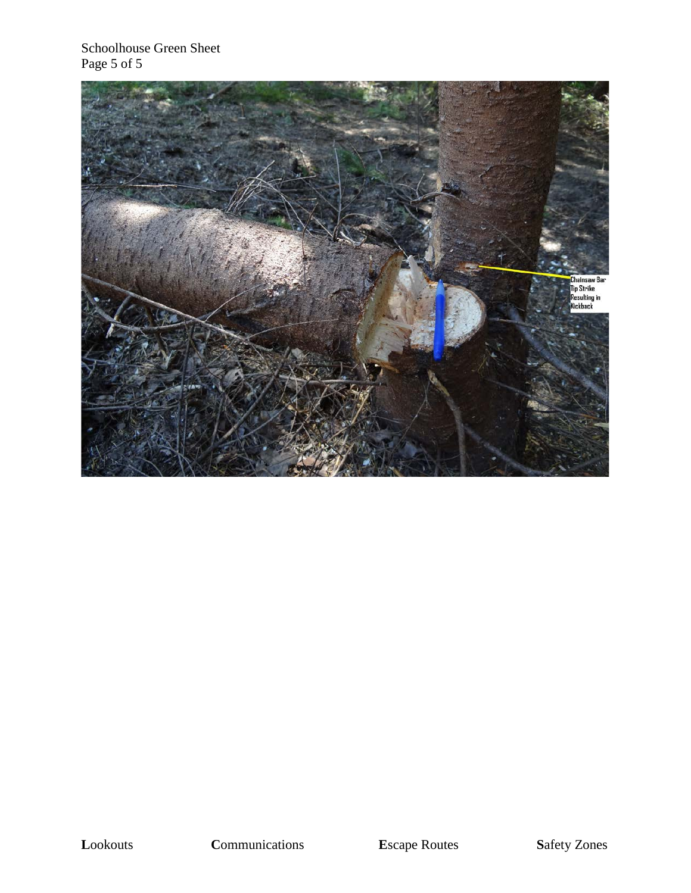Chainsaw Bar Tip Strike Resulting in Kickback